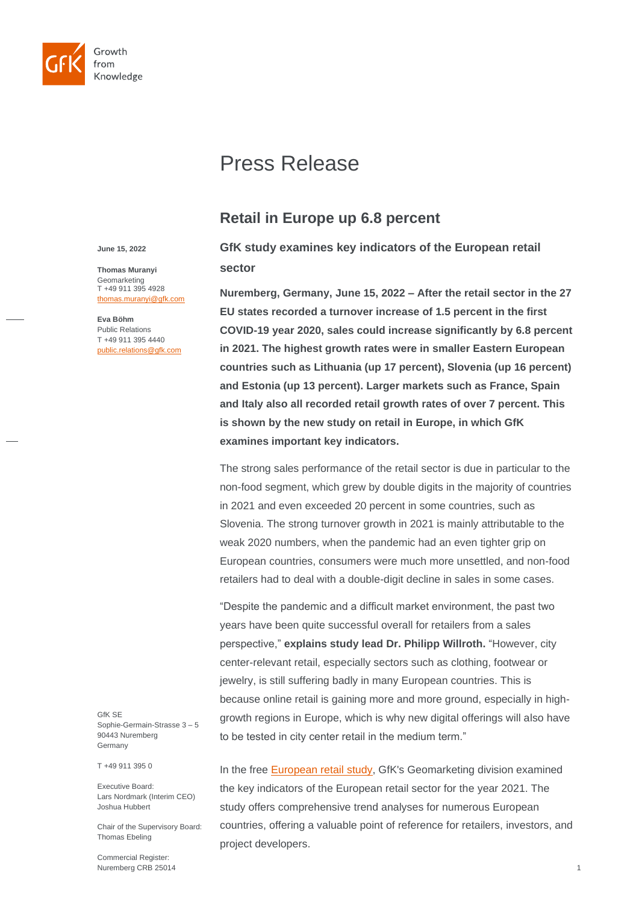# Press Release

## Retail in Europe up 6.8 percent

**June 15, 2022**

**Thomas Muranyi**
Geomarketing
T +49 911 395 4928
thomas.muranyi@gfk.com

**Eva Böhm**
Public Relations
T +49 911 395 4440
public.relations@gfk.com

### GfK study examines key indicators of the European retail sector

**Nuremberg, Germany, June 15, 2022 – After the retail sector in the 27 EU states recorded a turnover increase of 1.5 percent in the first COVID-19 year 2020, sales could increase significantly by 6.8 percent in 2021. The highest growth rates were in smaller Eastern European countries such as Lithuania (up 17 percent), Slovenia (up 16 percent) and Estonia (up 13 percent). Larger markets such as France, Spain and Italy also all recorded retail growth rates of over 7 percent. This is shown by the new study on retail in Europe, in which GfK examines important key indicators.**

The strong sales performance of the retail sector is due in particular to the non-food segment, which grew by double digits in the majority of countries in 2021 and even exceeded 20 percent in some countries, such as Slovenia. The strong turnover growth in 2021 is mainly attributable to the weak 2020 numbers, when the pandemic had an even tighter grip on European countries, consumers were much more unsettled, and non-food retailers had to deal with a double-digit decline in sales in some cases.

"Despite the pandemic and a difficult market environment, the past two years have been quite successful overall for retailers from a sales perspective," **explains study lead Dr. Philipp Willroth.** "However, city center-relevant retail, especially sectors such as clothing, footwear or jewelry, is still suffering badly in many European countries. This is because online retail is gaining more and more ground, especially in high-growth regions in Europe, which is why new digital offerings will also have to be tested in city center retail in the medium term."

In the free European retail study, GfK's Geomarketing division examined the key indicators of the European retail sector for the year 2021. The study offers comprehensive trend analyses for numerous European countries, offering a valuable point of reference for retailers, investors, and project developers.

GfK SE
Sophie-Germain-Strasse 3 – 5
90443 Nuremberg
Germany

T +49 911 395 0

Executive Board:
Lars Nordmark (Interim CEO)
Joshua Hubbert

Chair of the Supervisory Board:
Thomas Ebeling

Commercial Register:
Nuremberg CRB 25014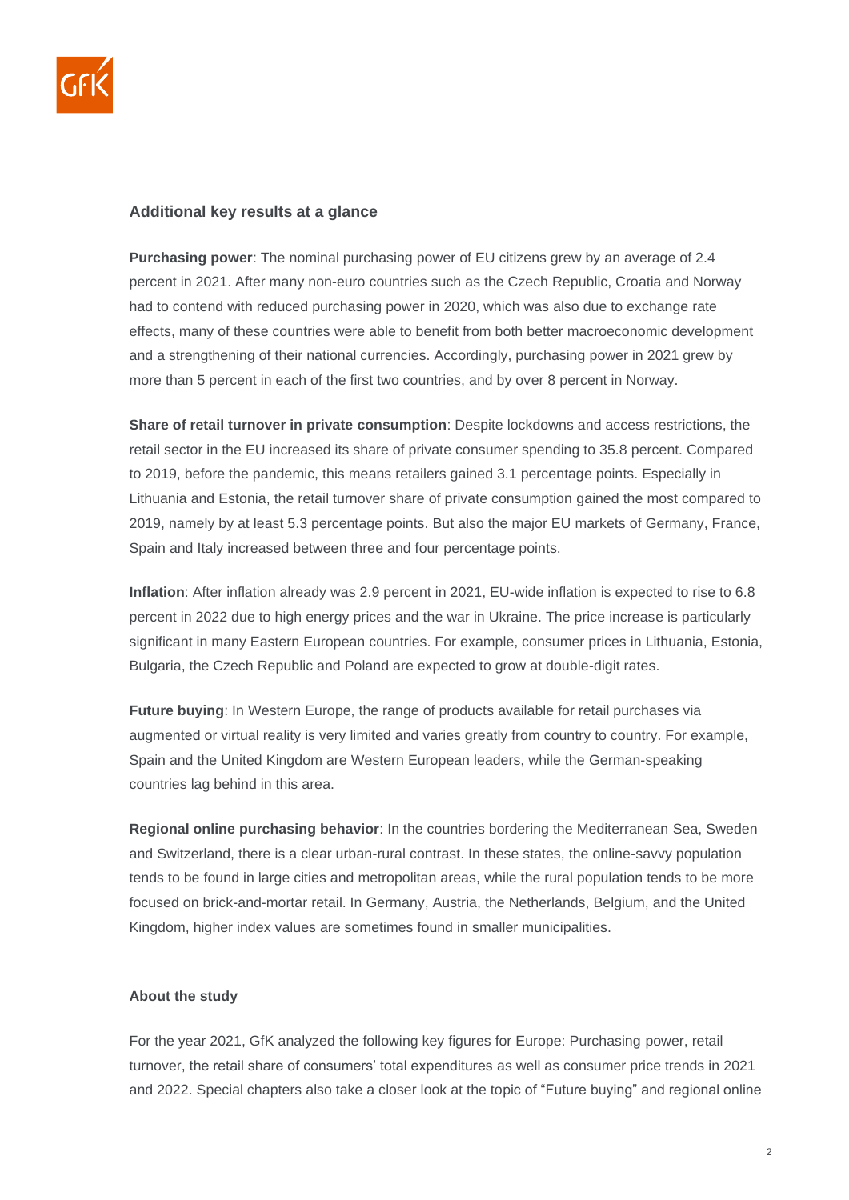## Additional key results at a glance

**Purchasing power**: The nominal purchasing power of EU citizens grew by an average of 2.4 percent in 2021. After many non-euro countries such as the Czech Republic, Croatia and Norway had to contend with reduced purchasing power in 2020, which was also due to exchange rate effects, many of these countries were able to benefit from both better macroeconomic development and a strengthening of their national currencies. Accordingly, purchasing power in 2021 grew by more than 5 percent in each of the first two countries, and by over 8 percent in Norway.

**Share of retail turnover in private consumption**: Despite lockdowns and access restrictions, the retail sector in the EU increased its share of private consumer spending to 35.8 percent. Compared to 2019, before the pandemic, this means retailers gained 3.1 percentage points. Especially in Lithuania and Estonia, the retail turnover share of private consumption gained the most compared to 2019, namely by at least 5.3 percentage points. But also the major EU markets of Germany, France, Spain and Italy increased between three and four percentage points.

**Inflation**: After inflation already was 2.9 percent in 2021, EU-wide inflation is expected to rise to 6.8 percent in 2022 due to high energy prices and the war in Ukraine. The price increase is particularly significant in many Eastern European countries. For example, consumer prices in Lithuania, Estonia, Bulgaria, the Czech Republic and Poland are expected to grow at double-digit rates.

**Future buying**: In Western Europe, the range of products available for retail purchases via augmented or virtual reality is very limited and varies greatly from country to country. For example, Spain and the United Kingdom are Western European leaders, while the German-speaking countries lag behind in this area.

**Regional online purchasing behavior**: In the countries bordering the Mediterranean Sea, Sweden and Switzerland, there is a clear urban-rural contrast. In these states, the online-savvy population tends to be found in large cities and metropolitan areas, while the rural population tends to be more focused on brick-and-mortar retail. In Germany, Austria, the Netherlands, Belgium, and the United Kingdom, higher index values are sometimes found in smaller municipalities.

### About the study

For the year 2021, GfK analyzed the following key figures for Europe: Purchasing power, retail turnover, the retail share of consumers' total expenditures as well as consumer price trends in 2021 and 2022. Special chapters also take a closer look at the topic of "Future buying" and regional online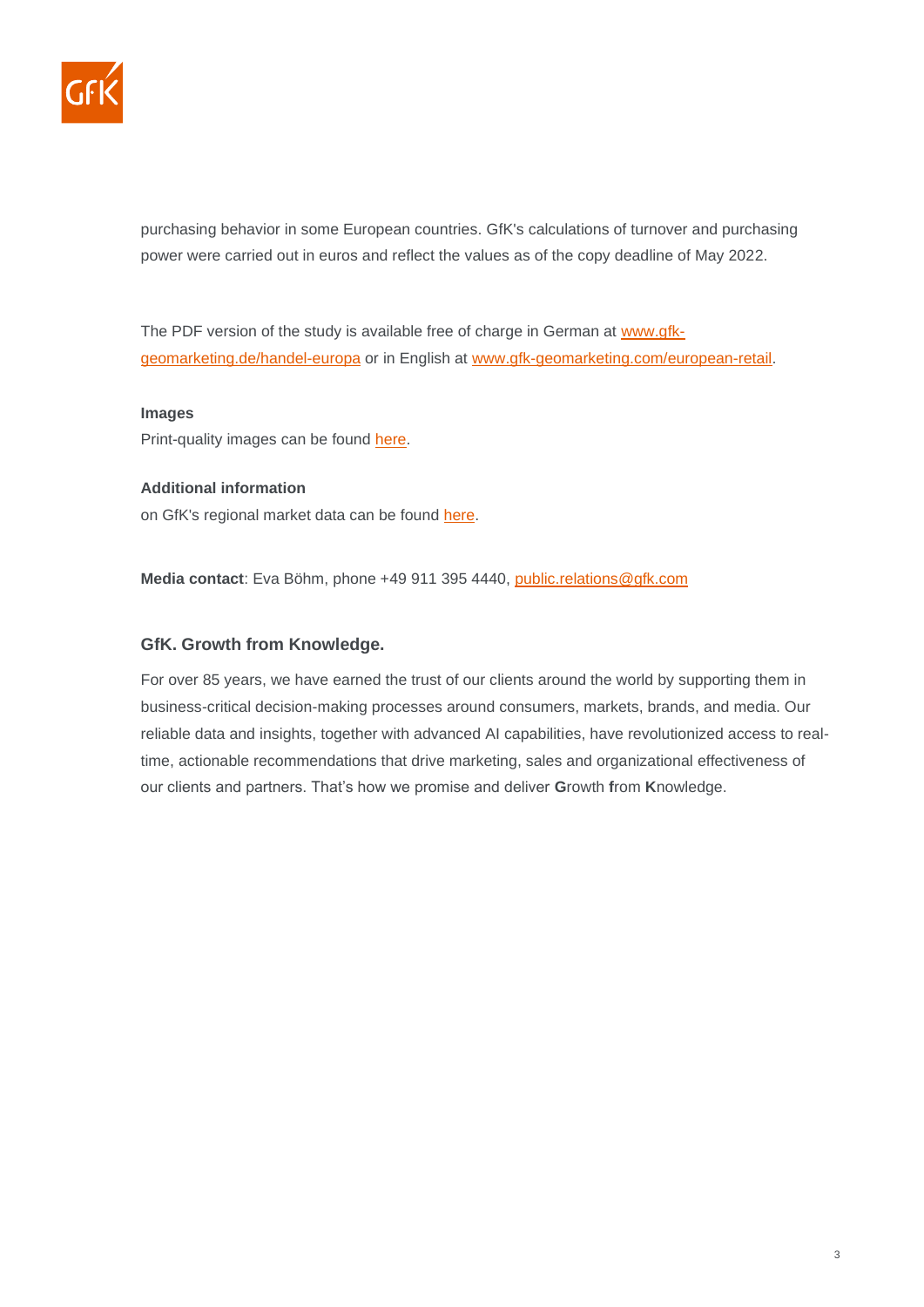purchasing behavior in some European countries. GfK's calculations of turnover and purchasing power were carried out in euros and reflect the values as of the copy deadline of May 2022.

The PDF version of the study is available free of charge in German at [www.gfk-geomarketing.de/handel-europa](www.gfk-geomarketing.de/handel-europa) or in English at [www.gfk-geomarketing.com/european-retail](www.gfk-geomarketing.com/european-retail).

**Images**

Print-quality images can be found here.

**Additional information**

on GfK's regional market data can be found here.

**Media contact**: Eva Böhm, phone +49 911 395 4440, public.relations@gfk.com

### GfK. Growth from Knowledge.

For over 85 years, we have earned the trust of our clients around the world by supporting them in business-critical decision-making processes around consumers, markets, brands, and media. Our reliable data and insights, together with advanced AI capabilities, have revolutionized access to real-time, actionable recommendations that drive marketing, sales and organizational effectiveness of our clients and partners. That's how we promise and deliver **G**rowth **f**rom **K**nowledge.